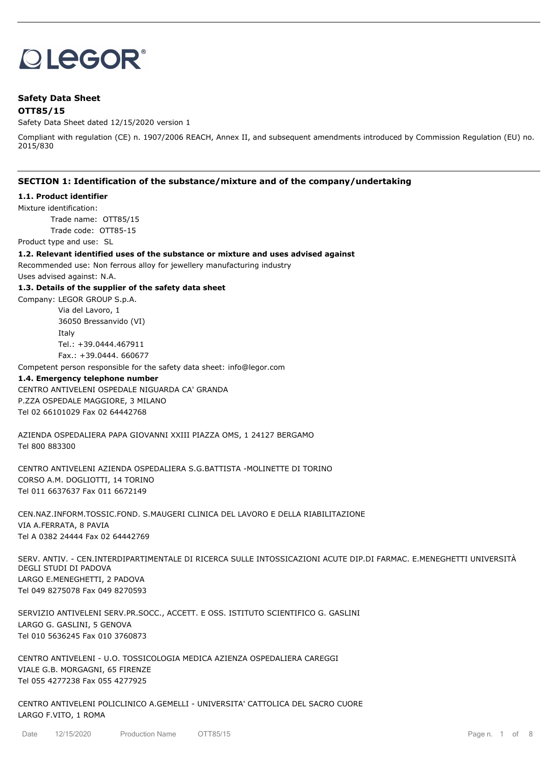LEGOR®

**Safety Data Sheet**

**OTT85/15**

Safety Data Sheet dated 12/15/2020 version 1

Compliant with regulation (CE) n. 1907/2006 REACH, Annex II, and subsequent amendments introduced by Commission Regulation (EU) no. 2015/830

## SECTION 1: Identification of the substance/mixture and of the company/undertaking

### 1.1. Product identifier

Mixture identification:

Trade name: OTT85/15

Trade code: OTT85-15

Product type and use: SL

### 1.2. Relevant identified uses of the substance or mixture and uses advised against

Recommended use: Non ferrous alloy for jewellery manufacturing industry

Uses advised against: N.A.

### 1.3. Details of the supplier of the safety data sheet

Company: LEGOR GROUP S.p.A.

Via del Lavoro, 1

36050 Bressanvido (VI)

Italy

Tel.: +39.0444.467911

Fax.: +39.0444. 660677

Competent person responsible for the safety data sheet: info@legor.com

### 1.4. Emergency telephone number

CENTRO ANTIVELENI OSPEDALE NIGUARDA CA' GRANDA
P.ZZA OSPEDALE MAGGIORE, 3 MILANO
Tel 02 66101029 Fax 02 64442768

AZIENDA OSPEDALIERA PAPA GIOVANNI XXIII PIAZZA OMS, 1 24127 BERGAMO
Tel 800 883300

CENTRO ANTIVELENI AZIENDA OSPEDALIERA S.G.BATTISTA -MOLINETTE DI TORINO
CORSO A.M. DOGLIOTTI, 14 TORINO
Tel 011 6637637 Fax 011 6672149

CEN.NAZ.INFORM.TOSSIC.FOND. S.MAUGERI CLINICA DEL LAVORO E DELLA RIABILITAZIONE
VIA A.FERRATA, 8 PAVIA
Tel A 0382 24444 Fax 02 64442769

SERV. ANTIV. - CEN.INTERDIPARTIMENTALE DI RICERCA SULLE INTOSSICAZIONI ACUTE DIP.DI FARMAC. E.MENEGHETTI UNIVERSITÀ DEGLI STUDI DI PADOVA
LARGO E.MENEGHETTI, 2 PADOVA
Tel 049 8275078 Fax 049 8270593

SERVIZIO ANTIVELENI SERV.PR.SOCC., ACCETT. E OSS. ISTITUTO SCIENTIFICO G. GASLINI
LARGO G. GASLINI, 5 GENOVA
Tel 010 5636245 Fax 010 3760873

CENTRO ANTIVELENI - U.O. TOSSICOLOGIA MEDICA AZIENZA OSPEDALIERA CAREGGI
VIALE G.B. MORGAGNI, 65 FIRENZE
Tel 055 4277238 Fax 055 4277925

CENTRO ANTIVELENI POLICLINICO A.GEMELLI - UNIVERSITA' CATTOLICA DEL SACRO CUORE
LARGO F.VITO, 1 ROMA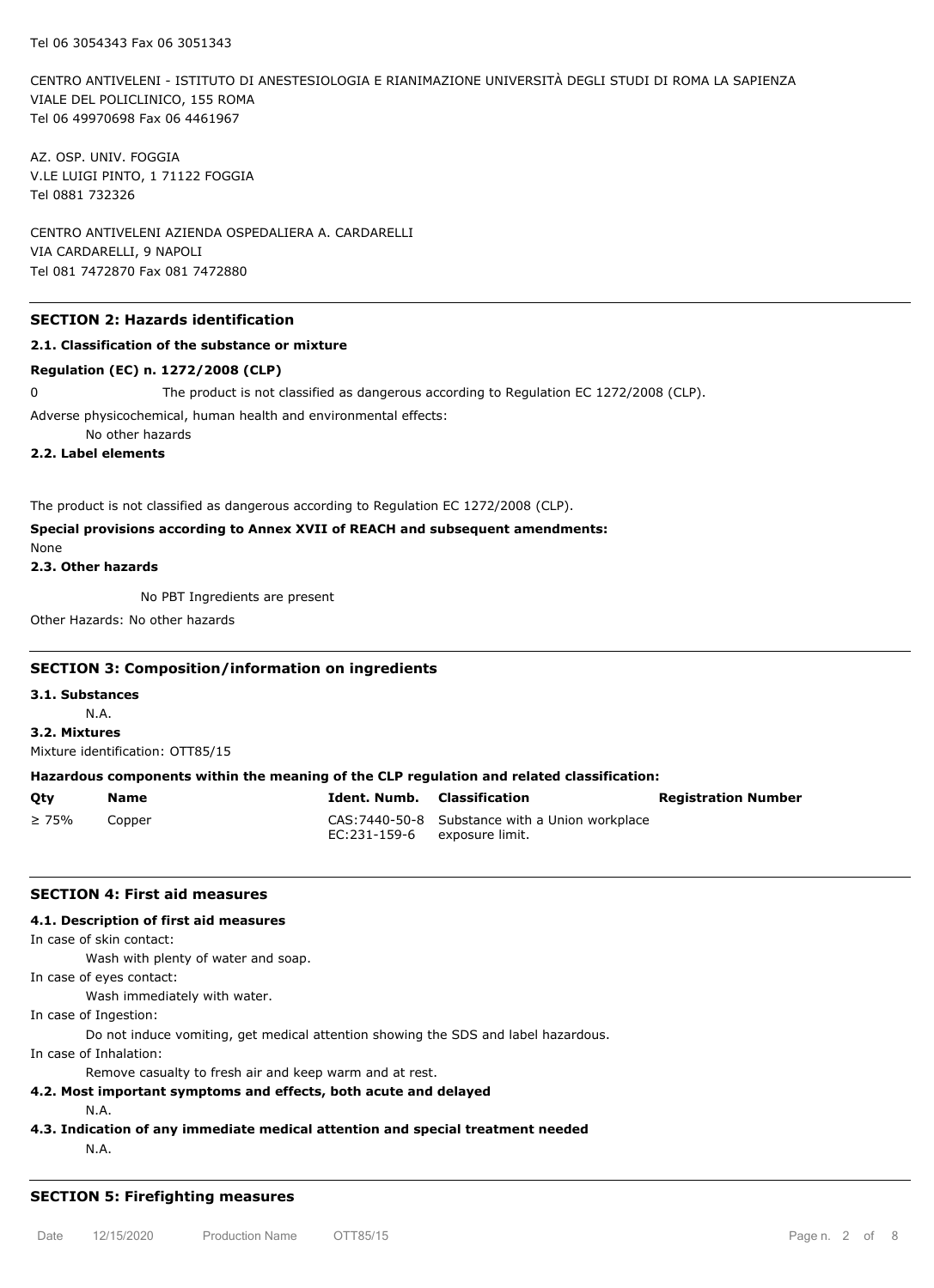Tel 06 3054343 Fax 06 3051343

CENTRO ANTIVELENI - ISTITUTO DI ANESTESIOLOGIA E RIANIMAZIONE UNIVERSITÀ DEGLI STUDI DI ROMA LA SAPIENZA
VIALE DEL POLICLINICO, 155 ROMA
Tel 06 49970698 Fax 06 4461967

AZ. OSP. UNIV. FOGGIA
V.LE LUIGI PINTO, 1 71122 FOGGIA
Tel 0881 732326

CENTRO ANTIVELENI AZIENDA OSPEDALIERA A. CARDARELLI
VIA CARDARELLI, 9 NAPOLI
Tel 081 7472870 Fax 081 7472880

## SECTION 2: Hazards identification

### 2.1. Classification of the substance or mixture

**Regulation (EC) n. 1272/2008 (CLP)**

0 The product is not classified as dangerous according to Regulation EC 1272/2008 (CLP).

Adverse physicochemical, human health and environmental effects:

No other hazards

### 2.2. Label elements

The product is not classified as dangerous according to Regulation EC 1272/2008 (CLP).

**Special provisions according to Annex XVII of REACH and subsequent amendments:**

None

### 2.3. Other hazards

No PBT Ingredients are present

Other Hazards: No other hazards

## SECTION 3: Composition/information on ingredients

### 3.1. Substances

N.A.

### 3.2. Mixtures

Mixture identification: OTT85/15

**Hazardous components within the meaning of the CLP regulation and related classification:**

| Qty | Name | Ident. Numb. | Classification | Registration Number |
|---|---|---|---|---|
| ≥ 75% | Copper | CAS:7440-50-8 EC:231-159-6 | Substance with a Union workplace exposure limit. | |

## SECTION 4: First aid measures

### 4.1. Description of first aid measures

In case of skin contact:

Wash with plenty of water and soap.

In case of eyes contact:

Wash immediately with water.

In case of Ingestion:

Do not induce vomiting, get medical attention showing the SDS and label hazardous.

In case of Inhalation:

Remove casualty to fresh air and keep warm and at rest.

### 4.2. Most important symptoms and effects, both acute and delayed

N.A.

### 4.3. Indication of any immediate medical attention and special treatment needed

N.A.

## SECTION 5: Firefighting measures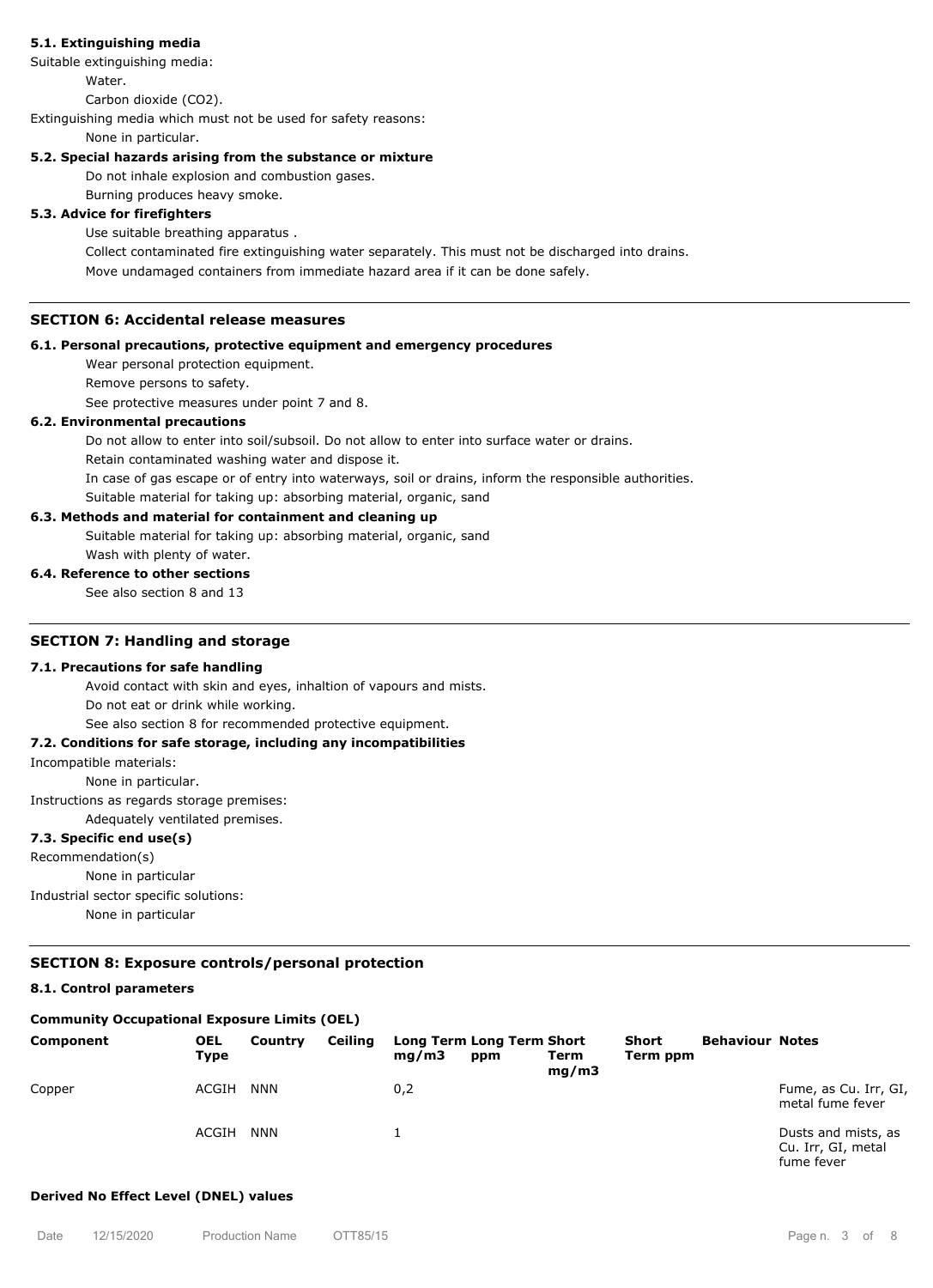### 5.1. Extinguishing media

Suitable extinguishing media:

Water.

Carbon dioxide ($CO_2$).

Extinguishing media which must not be used for safety reasons:

None in particular.

### 5.2. Special hazards arising from the substance or mixture

Do not inhale explosion and combustion gases.

Burning produces heavy smoke.

### 5.3. Advice for firefighters

Use suitable breathing apparatus .

Collect contaminated fire extinguishing water separately. This must not be discharged into drains.

Move undamaged containers from immediate hazard area if it can be done safely.

## SECTION 6: Accidental release measures

### 6.1. Personal precautions, protective equipment and emergency procedures

Wear personal protection equipment.

Remove persons to safety.

See protective measures under point 7 and 8.

### 6.2. Environmental precautions

Do not allow to enter into soil/subsoil. Do not allow to enter into surface water or drains.

Retain contaminated washing water and dispose it.

In case of gas escape or of entry into waterways, soil or drains, inform the responsible authorities.

Suitable material for taking up: absorbing material, organic, sand

### 6.3. Methods and material for containment and cleaning up

Suitable material for taking up: absorbing material, organic, sand

Wash with plenty of water.

### 6.4. Reference to other sections

See also section 8 and 13

## SECTION 7: Handling and storage

### 7.1. Precautions for safe handling

Avoid contact with skin and eyes, inhaltion of vapours and mists.

Do not eat or drink while working.

See also section 8 for recommended protective equipment.

### 7.2. Conditions for safe storage, including any incompatibilities

Incompatible materials:

None in particular.

Instructions as regards storage premises:

Adequately ventilated premises.

### 7.3. Specific end use(s)

Recommendation(s)

None in particular

Industrial sector specific solutions:

None in particular

## SECTION 8: Exposure controls/personal protection

### 8.1. Control parameters

**Community Occupational Exposure Limits (OEL)**

| Component | OEL Type | Country | Ceiling | Long Term mg/m3 | Long Term ppm | Short Term mg/m3 | Short Term ppm | Behaviour | Notes |
|---|---|---|---|---|---|---|---|---|---|
| Copper | ACGIH | NNN | | 0,2 | | | | | Fume, as Cu. Irr, GI, metal fume fever |
| | ACGIH | NNN | | 1 | | | | | Dusts and mists, as Cu. Irr, GI, metal fume fever |

**Derived No Effect Level (DNEL) values**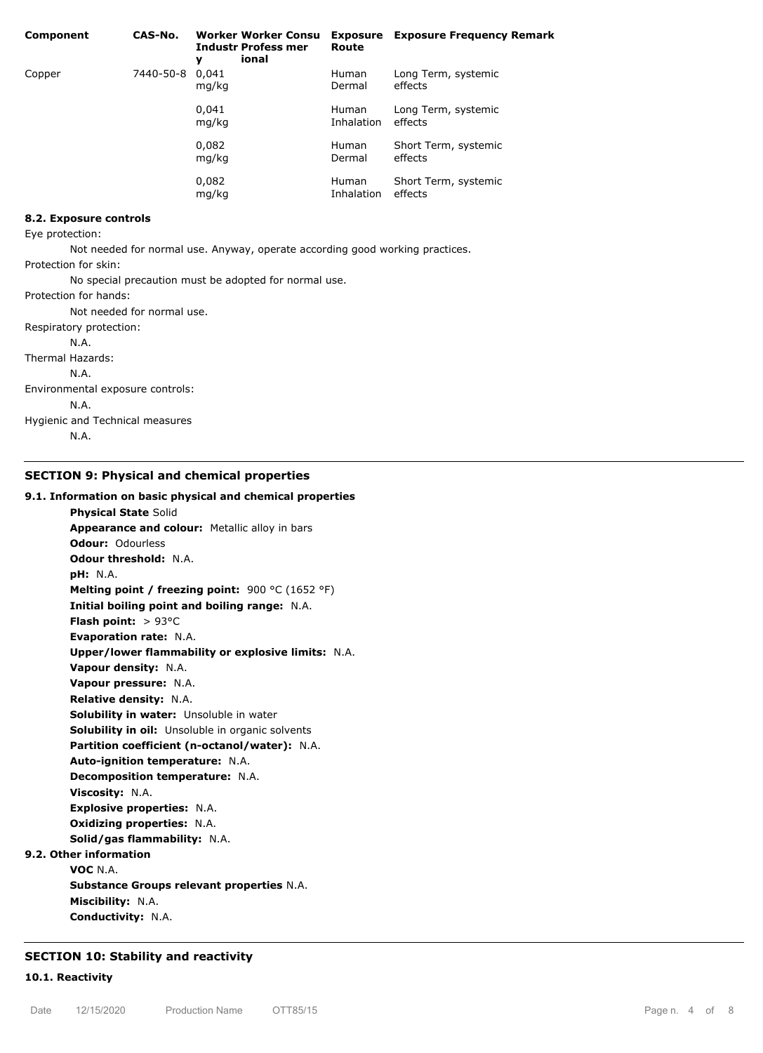| Component | CAS-No. | Worker Industry | Worker Professional | Consumer | Exposure Route | Exposure Frequency | Remark |
| --- | --- | --- | --- | --- | --- | --- | --- |
| Copper | 7440-50-8 | 0,041 mg/kg | | | Human Dermal | Long Term, systemic effects | |
| | | 0,041 mg/kg | | | Human Inhalation | Long Term, systemic effects | |
| | | 0,082 mg/kg | | | Human Dermal | Short Term, systemic effects | |
| | | 0,082 mg/kg | | | Human Inhalation | Short Term, systemic effects | |

### 8.2. Exposure controls

Eye protection:

Not needed for normal use. Anyway, operate according good working practices.

Protection for skin:

No special precaution must be adopted for normal use.

Protection for hands:

Not needed for normal use.

Respiratory protection:

N.A.

Thermal Hazards:

N.A.

Environmental exposure controls:

N.A.

Hygienic and Technical measures

N.A.

## SECTION 9: Physical and chemical properties

### 9.1. Information on basic physical and chemical properties

**Physical State** Solid
**Appearance and colour:** Metallic alloy in bars
**Odour:** Odourless
**Odour threshold:** N.A.
**pH:** N.A.
**Melting point / freezing point:** 900 °C (1652 °F)
**Initial boiling point and boiling range:** N.A.
**Flash point:** > 93°C
**Evaporation rate:** N.A.
**Upper/lower flammability or explosive limits:** N.A.
**Vapour density:** N.A.
**Vapour pressure:** N.A.
**Relative density:** N.A.
**Solubility in water:** Unsoluble in water
**Solubility in oil:** Unsoluble in organic solvents
**Partition coefficient (n-octanol/water):** N.A.
**Auto-ignition temperature:** N.A.
**Decomposition temperature:** N.A.
**Viscosity:** N.A.
**Explosive properties:** N.A.
**Oxidizing properties:** N.A.
**Solid/gas flammability:** N.A.

### 9.2. Other information

**VOC** N.A.
**Substance Groups relevant properties** N.A.
**Miscibility:** N.A.
**Conductivity:** N.A.

## SECTION 10: Stability and reactivity

### 10.1. Reactivity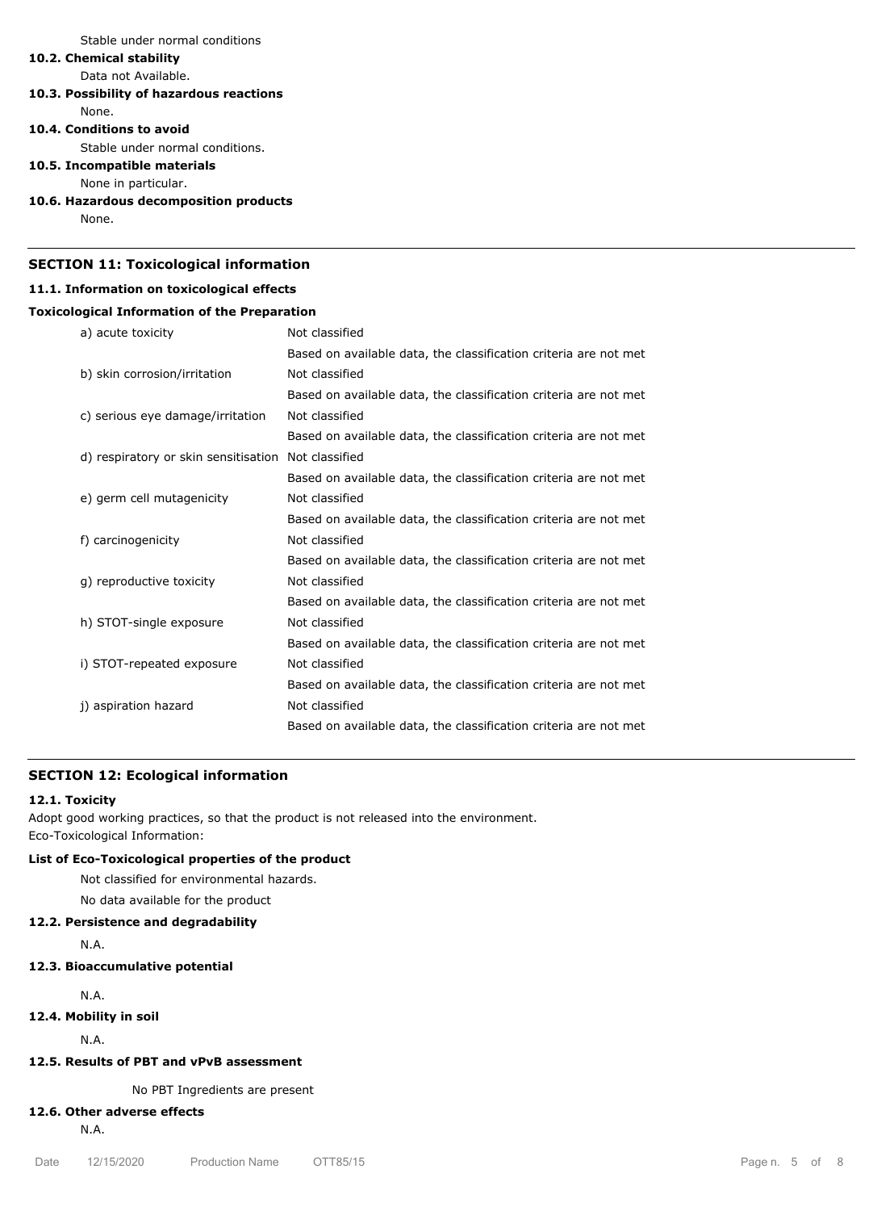Stable under normal conditions

**10.2. Chemical stability**

Data not Available.

**10.3. Possibility of hazardous reactions**

None.

**10.4. Conditions to avoid**

Stable under normal conditions.

**10.5. Incompatible materials**

None in particular.

**10.6. Hazardous decomposition products**

None.

## SECTION 11: Toxicological information

**11.1. Information on toxicological effects**

**Toxicological Information of the Preparation**

| | |
|---|---|
| a) acute toxicity | Not classified |
| | Based on available data, the classification criteria are not met |
| b) skin corrosion/irritation | Not classified |
| | Based on available data, the classification criteria are not met |
| c) serious eye damage/irritation | Not classified |
| | Based on available data, the classification criteria are not met |
| d) respiratory or skin sensitisation | Not classified |
| | Based on available data, the classification criteria are not met |
| e) germ cell mutagenicity | Not classified |
| | Based on available data, the classification criteria are not met |
| f) carcinogenicity | Not classified |
| | Based on available data, the classification criteria are not met |
| g) reproductive toxicity | Not classified |
| | Based on available data, the classification criteria are not met |
| h) STOT-single exposure | Not classified |
| | Based on available data, the classification criteria are not met |
| i) STOT-repeated exposure | Not classified |
| | Based on available data, the classification criteria are not met |
| j) aspiration hazard | Not classified |
| | Based on available data, the classification criteria are not met |

## SECTION 12: Ecological information

**12.1. Toxicity**

Adopt good working practices, so that the product is not released into the environment.
Eco-Toxicological Information:

**List of Eco-Toxicological properties of the product**

Not classified for environmental hazards.

No data available for the product

**12.2. Persistence and degradability**

N.A.

**12.3. Bioaccumulative potential**

N.A.

**12.4. Mobility in soil**

N.A.

**12.5. Results of PBT and vPvB assessment**

No PBT Ingredients are present

**12.6. Other adverse effects**

N.A.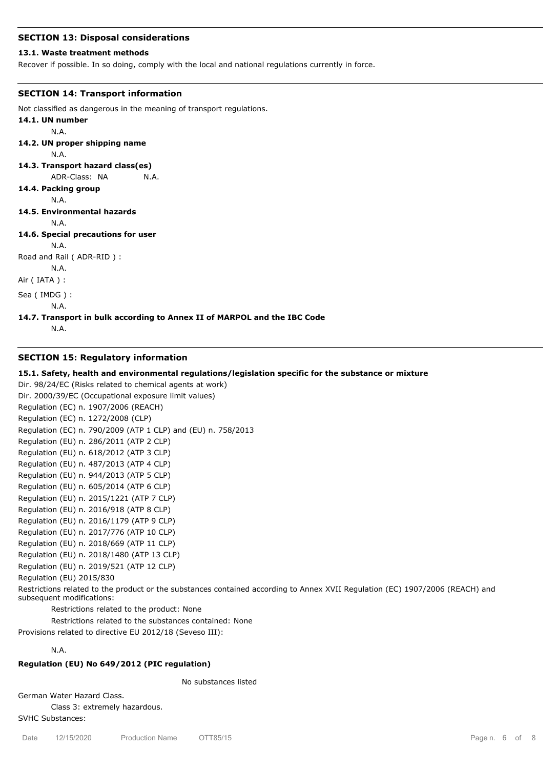## SECTION 13: Disposal considerations

### 13.1. Waste treatment methods

Recover if possible. In so doing, comply with the local and national regulations currently in force.

## SECTION 14: Transport information

Not classified as dangerous in the meaning of transport regulations.

**14.1. UN number**

N.A.

**14.2. UN proper shipping name**

N.A.

**14.3. Transport hazard class(es)**

ADR-Class: NA N.A.

**14.4. Packing group**

N.A.

**14.5. Environmental hazards**

N.A.

**14.6. Special precautions for user**

N.A.

Road and Rail ( ADR-RID ) :

N.A.

Air ( IATA ) :

Sea ( IMDG ) :

N.A.

**14.7. Transport in bulk according to Annex II of MARPOL and the IBC Code**

N.A.

## SECTION 15: Regulatory information

### 15.1. Safety, health and environmental regulations/legislation specific for the substance or mixture

Dir. 98/24/EC (Risks related to chemical agents at work)
Dir. 2000/39/EC (Occupational exposure limit values)
Regulation (EC) n. 1907/2006 (REACH)
Regulation (EC) n. 1272/2008 (CLP)
Regulation (EC) n. 790/2009 (ATP 1 CLP) and (EU) n. 758/2013
Regulation (EU) n. 286/2011 (ATP 2 CLP)
Regulation (EU) n. 618/2012 (ATP 3 CLP)
Regulation (EU) n. 487/2013 (ATP 4 CLP)
Regulation (EU) n. 944/2013 (ATP 5 CLP)
Regulation (EU) n. 605/2014 (ATP 6 CLP)
Regulation (EU) n. 2015/1221 (ATP 7 CLP)
Regulation (EU) n. 2016/918 (ATP 8 CLP)
Regulation (EU) n. 2016/1179 (ATP 9 CLP)
Regulation (EU) n. 2017/776 (ATP 10 CLP)
Regulation (EU) n. 2018/669 (ATP 11 CLP)
Regulation (EU) n. 2018/1480 (ATP 13 CLP)
Regulation (EU) n. 2019/521 (ATP 12 CLP)
Regulation (EU) 2015/830

Restrictions related to the product or the substances contained according to Annex XVII Regulation (EC) 1907/2006 (REACH) and subsequent modifications:

Restrictions related to the product: None

Restrictions related to the substances contained: None

Provisions related to directive EU 2012/18 (Seveso III):

N.A.

**Regulation (EU) No 649/2012 (PIC regulation)**

No substances listed

German Water Hazard Class.

Class 3: extremely hazardous.

SVHC Substances: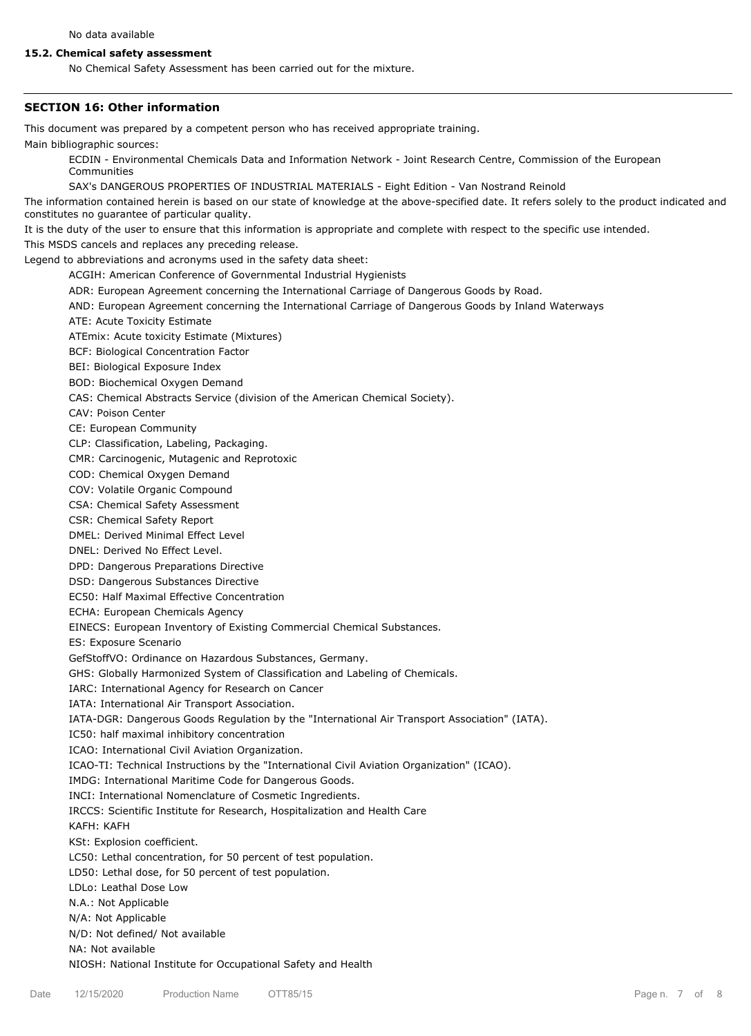No data available

**15.2. Chemical safety assessment**

No Chemical Safety Assessment has been carried out for the mixture.

## SECTION 16: Other information

This document was prepared by a competent person who has received appropriate training.

Main bibliographic sources:

ECDIN - Environmental Chemicals Data and Information Network - Joint Research Centre, Commission of the European Communities

SAX's DANGEROUS PROPERTIES OF INDUSTRIAL MATERIALS - Eight Edition - Van Nostrand Reinold

The information contained herein is based on our state of knowledge at the above-specified date. It refers solely to the product indicated and constitutes no guarantee of particular quality.

It is the duty of the user to ensure that this information is appropriate and complete with respect to the specific use intended.

This MSDS cancels and replaces any preceding release.

Legend to abbreviations and acronyms used in the safety data sheet:

ACGIH: American Conference of Governmental Industrial Hygienists

ADR: European Agreement concerning the International Carriage of Dangerous Goods by Road.

AND: European Agreement concerning the International Carriage of Dangerous Goods by Inland Waterways

ATE: Acute Toxicity Estimate

ATEmix: Acute toxicity Estimate (Mixtures)

BCF: Biological Concentration Factor

BEI: Biological Exposure Index

BOD: Biochemical Oxygen Demand

CAS: Chemical Abstracts Service (division of the American Chemical Society).

CAV: Poison Center

CE: European Community

CLP: Classification, Labeling, Packaging.

CMR: Carcinogenic, Mutagenic and Reprotoxic

COD: Chemical Oxygen Demand

COV: Volatile Organic Compound

CSA: Chemical Safety Assessment

CSR: Chemical Safety Report

DMEL: Derived Minimal Effect Level

DNEL: Derived No Effect Level.

DPD: Dangerous Preparations Directive

DSD: Dangerous Substances Directive

EC50: Half Maximal Effective Concentration

ECHA: European Chemicals Agency

EINECS: European Inventory of Existing Commercial Chemical Substances.

ES: Exposure Scenario

GefStoffVO: Ordinance on Hazardous Substances, Germany.

GHS: Globally Harmonized System of Classification and Labeling of Chemicals.

IARC: International Agency for Research on Cancer

IATA: International Air Transport Association.

IATA-DGR: Dangerous Goods Regulation by the "International Air Transport Association" (IATA).

IC50: half maximal inhibitory concentration

ICAO: International Civil Aviation Organization.

ICAO-TI: Technical Instructions by the "International Civil Aviation Organization" (ICAO).

IMDG: International Maritime Code for Dangerous Goods.

INCI: International Nomenclature of Cosmetic Ingredients.

IRCCS: Scientific Institute for Research, Hospitalization and Health Care

KAFH: KAFH

KSt: Explosion coefficient.

LC50: Lethal concentration, for 50 percent of test population.

LD50: Lethal dose, for 50 percent of test population.

LDLo: Leathal Dose Low

N.A.: Not Applicable

N/A: Not Applicable

N/D: Not defined/ Not available

NA: Not available

NIOSH: National Institute for Occupational Safety and Health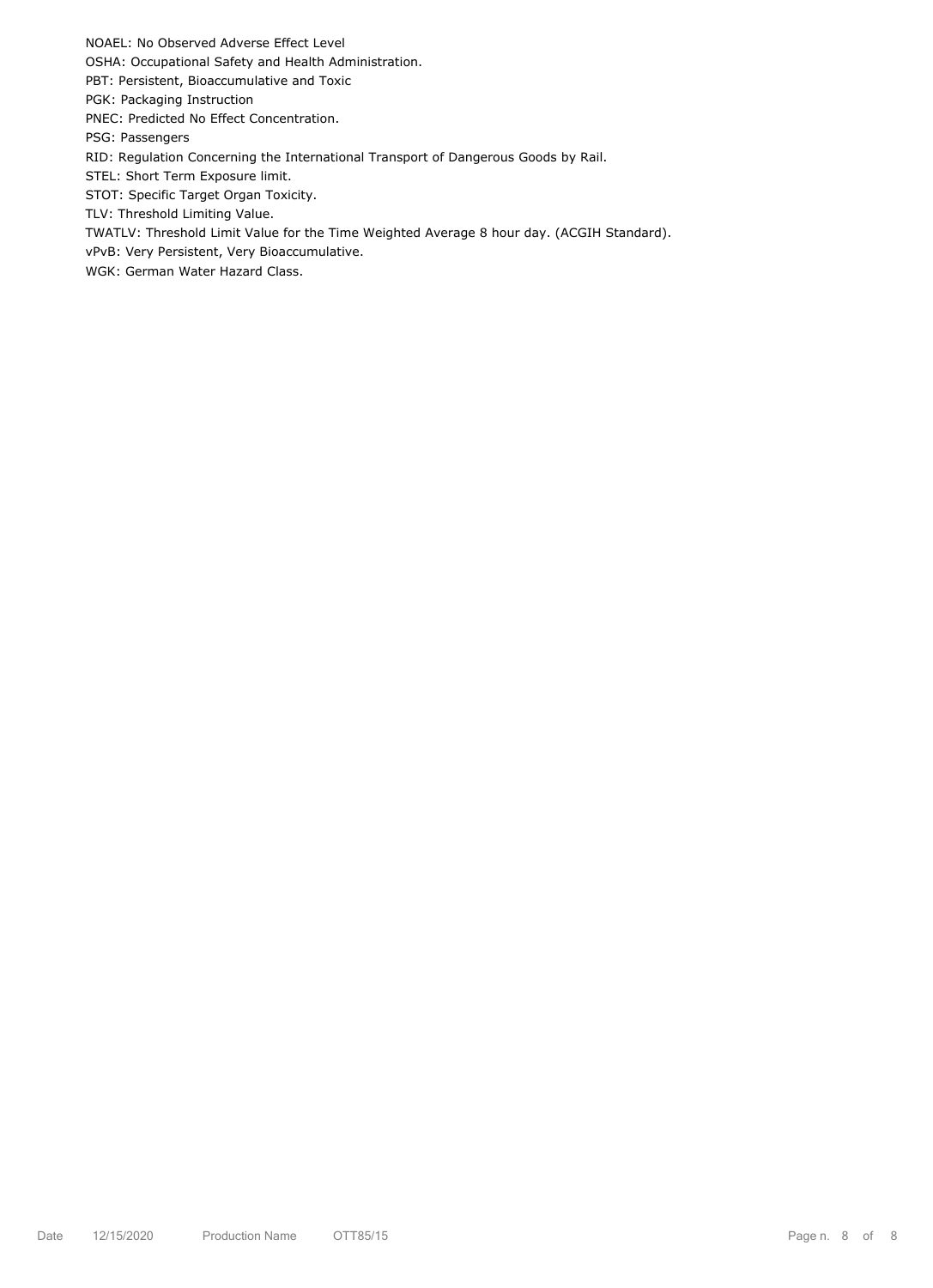NOAEL: No Observed Adverse Effect Level

OSHA: Occupational Safety and Health Administration.

PBT: Persistent, Bioaccumulative and Toxic

PGK: Packaging Instruction

PNEC: Predicted No Effect Concentration.

PSG: Passengers

RID: Regulation Concerning the International Transport of Dangerous Goods by Rail.

STEL: Short Term Exposure limit.

STOT: Specific Target Organ Toxicity.

TLV: Threshold Limiting Value.

TWATLV: Threshold Limit Value for the Time Weighted Average 8 hour day. (ACGIH Standard).

vPvB: Very Persistent, Very Bioaccumulative.

WGK: German Water Hazard Class.